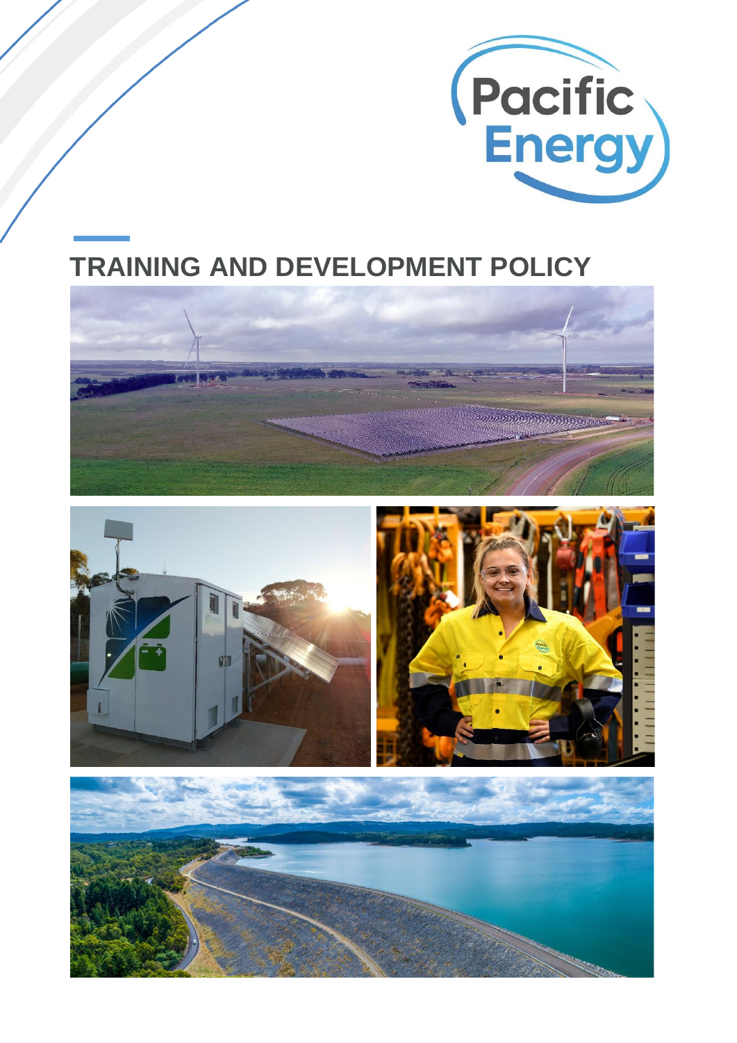Pacific Energy

# TRAINING AND DEVELOPMENT POLICY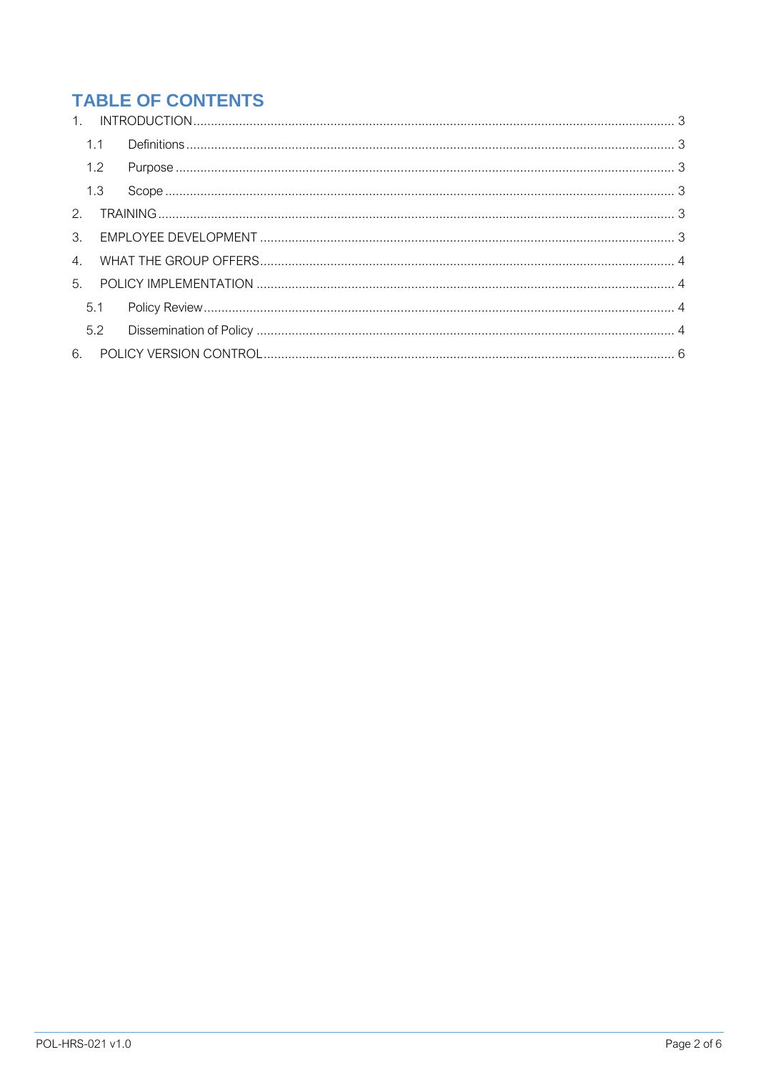## TABLE OF CONTENTS

1. INTRODUCTION ........................................................ 3
   - 1.1 Definitions ........................................................ 3
   - 1.2 Purpose ........................................................ 3
   - 1.3 Scope ........................................................ 3
2. TRAINING ........................................................ 3
3. EMPLOYEE DEVELOPMENT ........................................................ 3
4. WHAT THE GROUP OFFERS ........................................................ 4
5. POLICY IMPLEMENTATION ........................................................ 4
   - 5.1 Policy Review ........................................................ 4
   - 5.2 Dissemination of Policy ........................................................ 4
6. POLICY VERSION CONTROL ........................................................ 6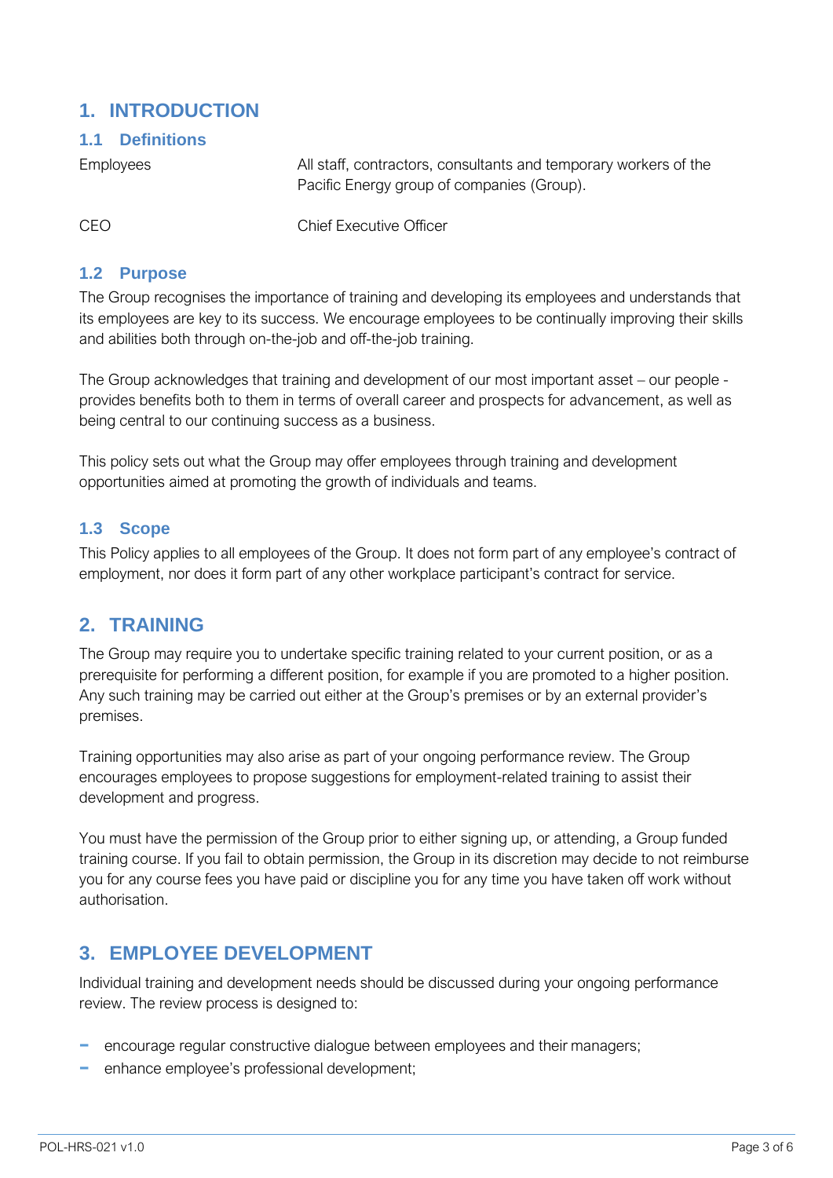# 1. INTRODUCTION

## 1.1 Definitions

| | |
|---|---|
| Employees | All staff, contractors, consultants and temporary workers of the Pacific Energy group of companies (Group). |
| CEO | Chief Executive Officer |

## 1.2 Purpose

The Group recognises the importance of training and developing its employees and understands that its employees are key to its success. We encourage employees to be continually improving their skills and abilities both through on-the-job and off-the-job training.

The Group acknowledges that training and development of our most important asset – our people - provides benefits both to them in terms of overall career and prospects for advancement, as well as being central to our continuing success as a business.

This policy sets out what the Group may offer employees through training and development opportunities aimed at promoting the growth of individuals and teams.

## 1.3 Scope

This Policy applies to all employees of the Group. It does not form part of any employee's contract of employment, nor does it form part of any other workplace participant's contract for service.

# 2. TRAINING

The Group may require you to undertake specific training related to your current position, or as a prerequisite for performing a different position, for example if you are promoted to a higher position. Any such training may be carried out either at the Group's premises or by an external provider's premises.

Training opportunities may also arise as part of your ongoing performance review. The Group encourages employees to propose suggestions for employment-related training to assist their development and progress.

You must have the permission of the Group prior to either signing up, or attending, a Group funded training course. If you fail to obtain permission, the Group in its discretion may decide to not reimburse you for any course fees you have paid or discipline you for any time you have taken off work without authorisation.

# 3. EMPLOYEE DEVELOPMENT

Individual training and development needs should be discussed during your ongoing performance review. The review process is designed to:

- encourage regular constructive dialogue between employees and their managers;
- enhance employee's professional development;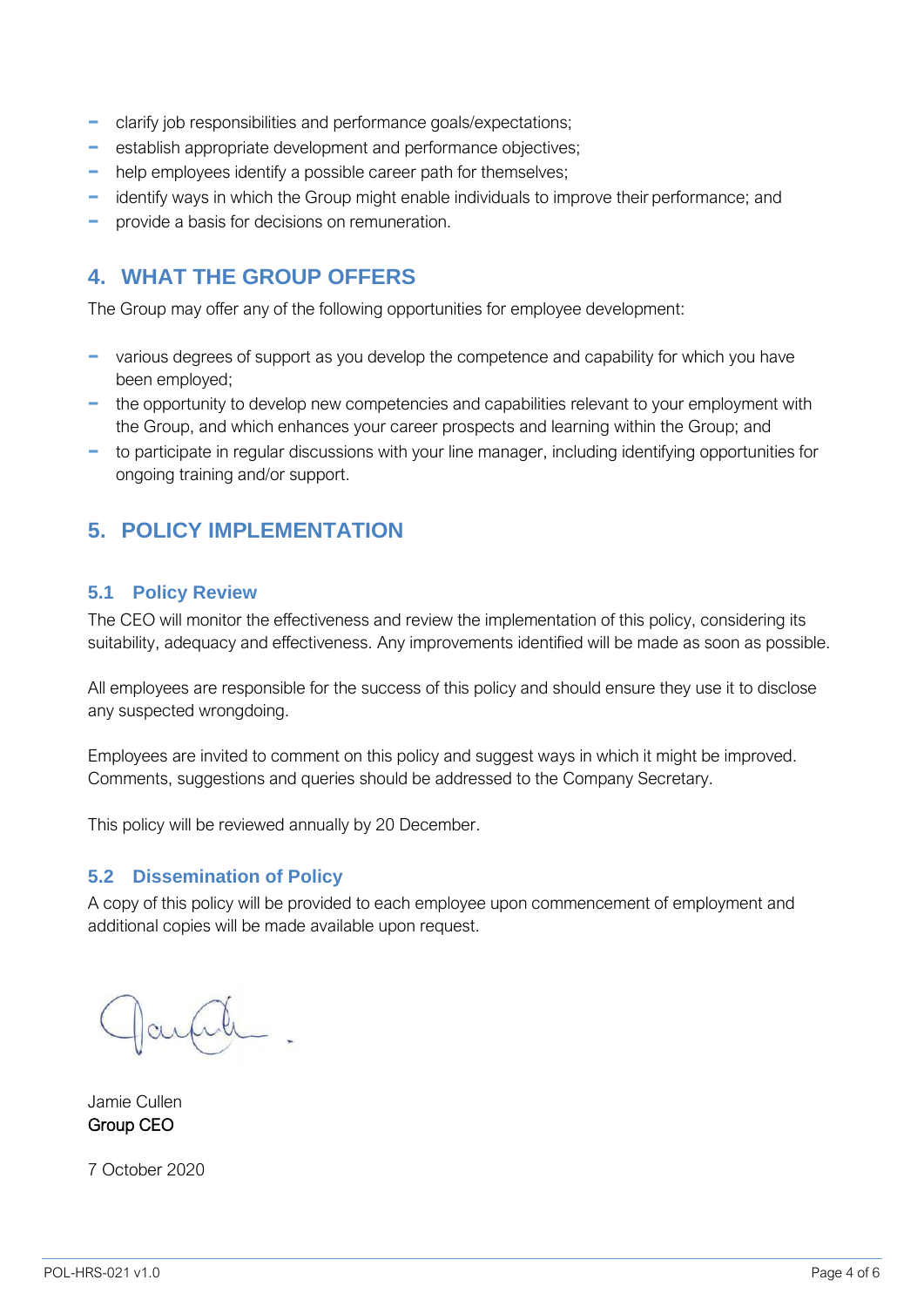- clarify job responsibilities and performance goals/expectations;
- establish appropriate development and performance objectives;
- help employees identify a possible career path for themselves;
- identify ways in which the Group might enable individuals to improve their performance; and
- provide a basis for decisions on remuneration.

## 4. WHAT THE GROUP OFFERS

The Group may offer any of the following opportunities for employee development:

- various degrees of support as you develop the competence and capability for which you have been employed;
- the opportunity to develop new competencies and capabilities relevant to your employment with the Group, and which enhances your career prospects and learning within the Group; and
- to participate in regular discussions with your line manager, including identifying opportunities for ongoing training and/or support.

## 5. POLICY IMPLEMENTATION

### 5.1 Policy Review

The CEO will monitor the effectiveness and review the implementation of this policy, considering its suitability, adequacy and effectiveness. Any improvements identified will be made as soon as possible.

All employees are responsible for the success of this policy and should ensure they use it to disclose any suspected wrongdoing.

Employees are invited to comment on this policy and suggest ways in which it might be improved. Comments, suggestions and queries should be addressed to the Company Secretary.

This policy will be reviewed annually by 20 December.

### 5.2 Dissemination of Policy

A copy of this policy will be provided to each employee upon commencement of employment and additional copies will be made available upon request.

Jamie Cullen
Group CEO

7 October 2020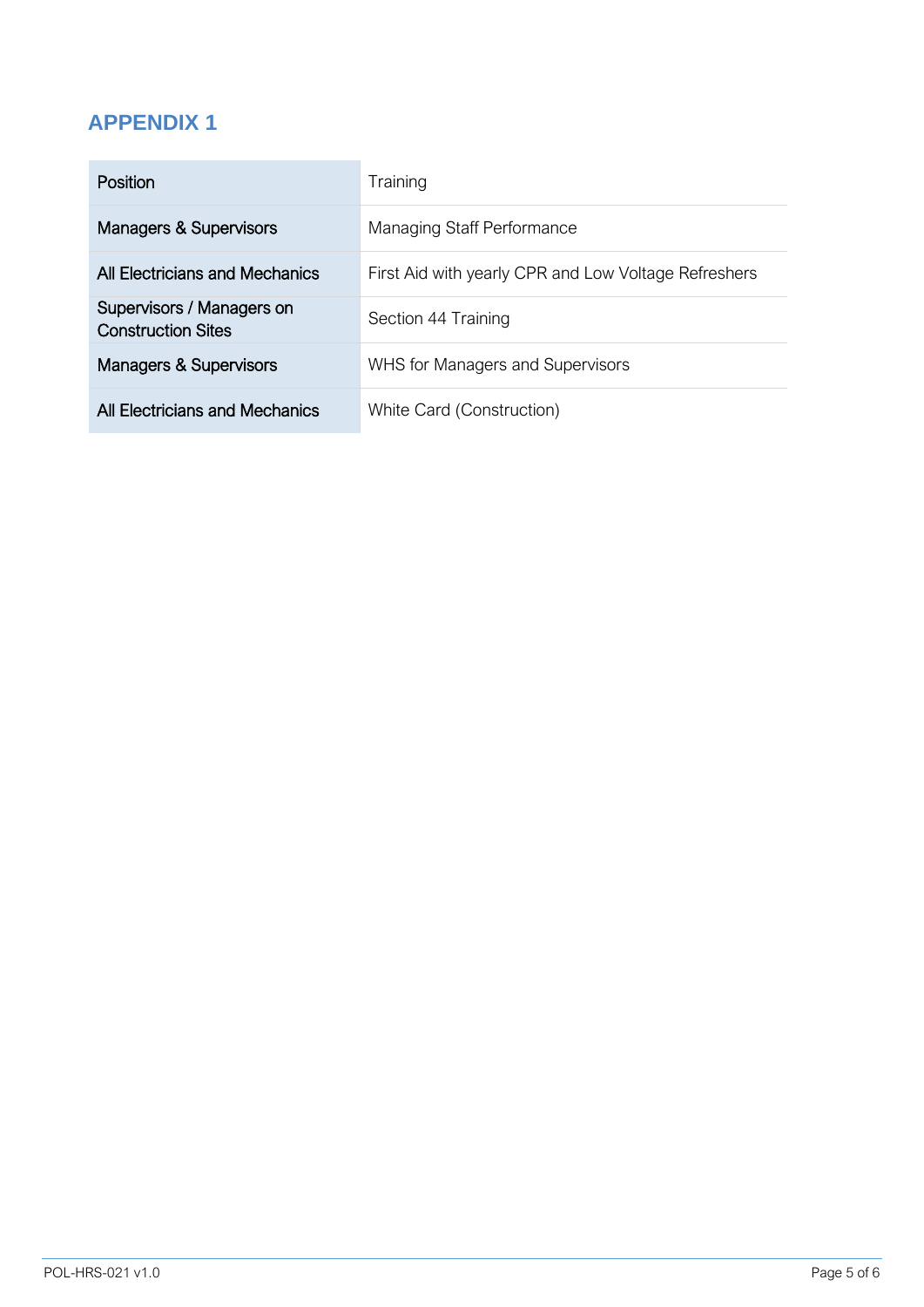# APPENDIX 1

| Position | Training |
|---|---|
| Managers & Supervisors | Managing Staff Performance |
| All Electricians and Mechanics | First Aid with yearly CPR and Low Voltage Refreshers |
| Supervisors / Managers on Construction Sites | Section 44 Training |
| Managers & Supervisors | WHS for Managers and Supervisors |
| All Electricians and Mechanics | White Card (Construction) |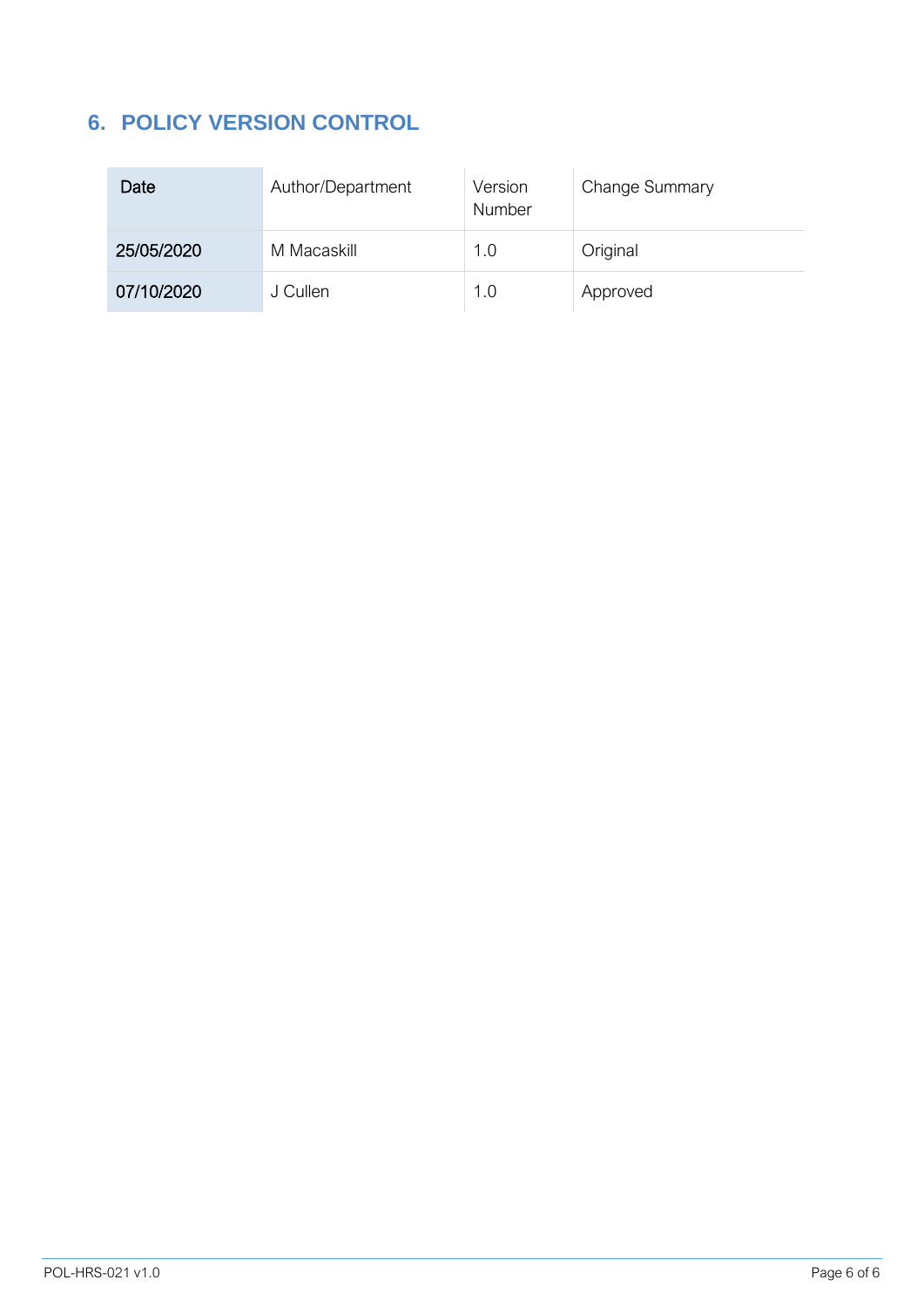## 6. POLICY VERSION CONTROL

| Date | Author/Department | Version Number | Change Summary |
|---|---|---|---|
| 25/05/2020 | M Macaskill | 1.0 | Original |
| 07/10/2020 | J Cullen | 1.0 | Approved |